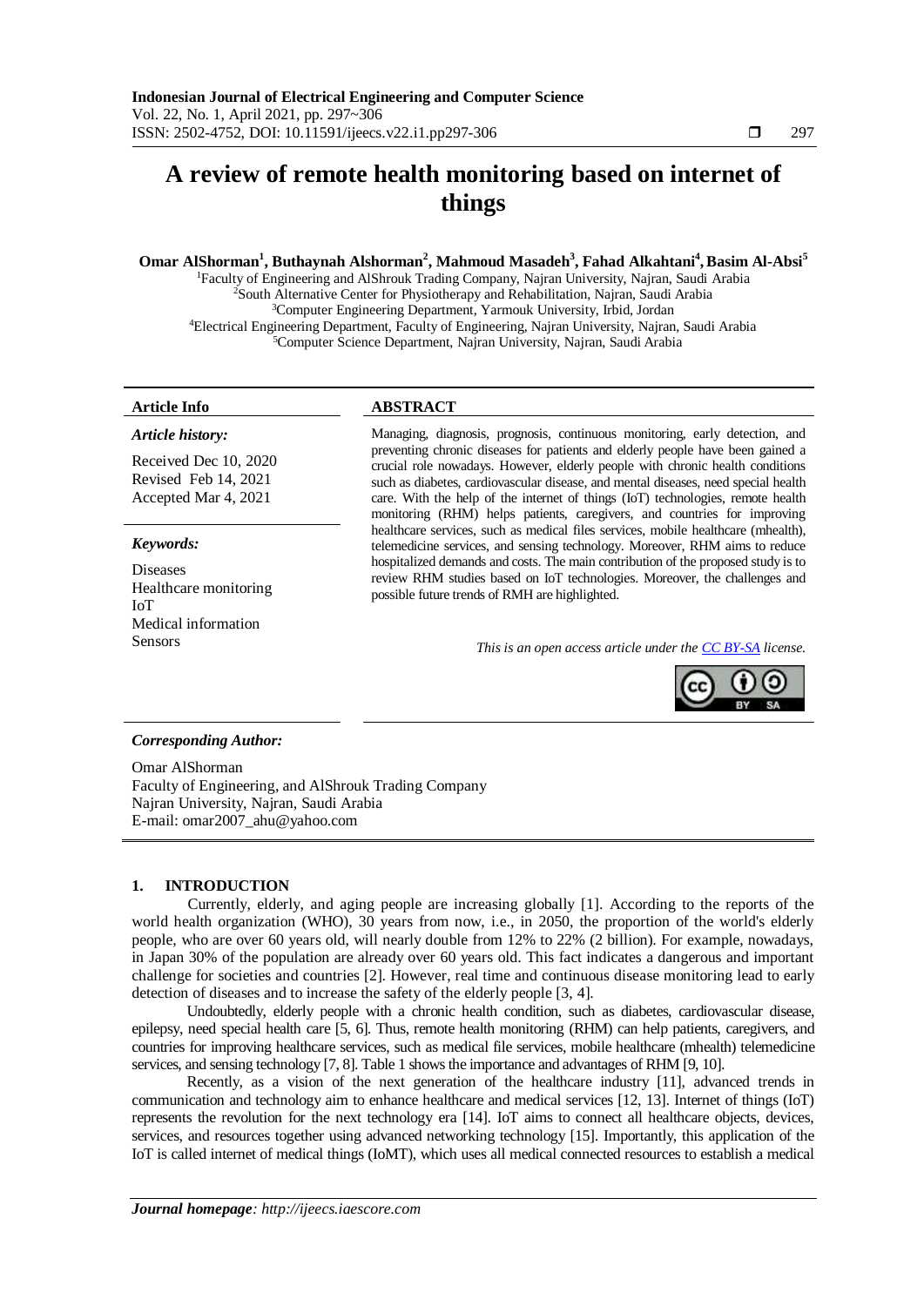# A review of remote health monitoring based on internet of things

**Omar AlShorman[1], Buthaynah Alshorman[2], Mahmoud Masadeh[3], Fahad Alkahtani[4], Basim Al-Absi[5]**

[1]Faculty of Engineering and AlShrouk Trading Company, Najran University, Najran, Saudi Arabia
[2]South Alternative Center for Physiotherapy and Rehabilitation, Najran, Saudi Arabia
[3]Computer Engineering Department, Yarmouk University, Irbid, Jordan
[4]Electrical Engineering Department, Faculty of Engineering, Najran University, Najran, Saudi Arabia
[5]Computer Science Department, Najran University, Najran, Saudi Arabia

**Article Info**

*Article history:*

Received Dec 10, 2020
Revised Feb 14, 2021
Accepted Mar 4, 2021

*Keywords:*

Diseases
Healthcare monitoring
IoT
Medical information
Sensors

**ABSTRACT**

Managing, diagnosis, prognosis, continuous monitoring, early detection, and preventing chronic diseases for patients and elderly people have been gained a crucial role nowadays. However, elderly people with chronic health conditions such as diabetes, cardiovascular disease, and mental diseases, need special health care. With the help of the internet of things (IoT) technologies, remote health monitoring (RHM) helps patients, caregivers, and countries for improving healthcare services, such as medical files services, mobile healthcare (mhealth), telemedicine services, and sensing technology. Moreover, RHM aims to reduce hospitalized demands and costs. The main contribution of the proposed study is to review RHM studies based on IoT technologies. Moreover, the challenges and possible future trends of RMH are highlighted.

*This is an open access article under the CC BY-SA license.*

*Corresponding Author:*

Omar AlShorman
Faculty of Engineering, and AlShrouk Trading Company
Najran University, Najran, Saudi Arabia
E-mail: omar2007_ahu@yahoo.com

## 1. INTRODUCTION

Currently, elderly, and aging people are increasing globally [1]. According to the reports of the world health organization (WHO), 30 years from now, i.e., in 2050, the proportion of the world's elderly people, who are over 60 years old, will nearly double from 12% to 22% (2 billion). For example, nowadays, in Japan 30% of the population are already over 60 years old. This fact indicates a dangerous and important challenge for societies and countries [2]. However, real time and continuous disease monitoring lead to early detection of diseases and to increase the safety of the elderly people [3, 4].

Undoubtedly, elderly people with a chronic health condition, such as diabetes, cardiovascular disease, epilepsy, need special health care [5, 6]. Thus, remote health monitoring (RHM) can help patients, caregivers, and countries for improving healthcare services, such as medical file services, mobile healthcare (mhealth) telemedicine services, and sensing technology [7, 8]. Table 1 shows the importance and advantages of RHM [9, 10].

Recently, as a vision of the next generation of the healthcare industry [11], advanced trends in communication and technology aim to enhance healthcare and medical services [12, 13]. Internet of things (IoT) represents the revolution for the next technology era [14]. IoT aims to connect all healthcare objects, devices, services, and resources together using advanced networking technology [15]. Importantly, this application of the IoT is called internet of medical things (IoMT), which uses all medical connected resources to establish a medical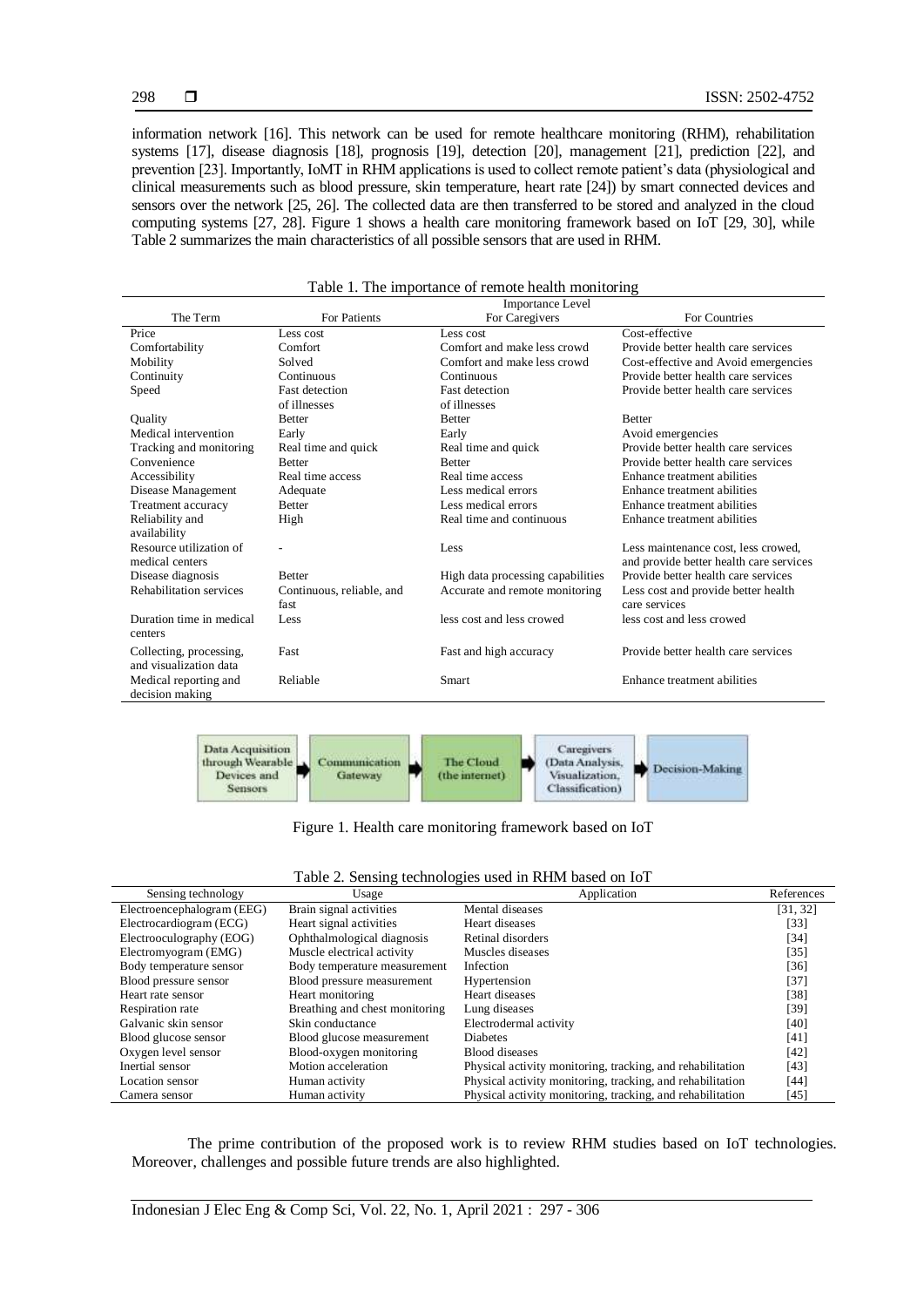information network [16]. This network can be used for remote healthcare monitoring (RHM), rehabilitation systems [17], disease diagnosis [18], prognosis [19], detection [20], management [21], prediction [22], and prevention [23]. Importantly, IoMT in RHM applications is used to collect remote patient's data (physiological and clinical measurements such as blood pressure, skin temperature, heart rate [24]) by smart connected devices and sensors over the network [25, 26]. The collected data are then transferred to be stored and analyzed in the cloud computing systems [27, 28]. Figure 1 shows a health care monitoring framework based on IoT [29, 30], while Table 2 summarizes the main characteristics of all possible sensors that are used in RHM.

Table 1. The importance of remote health monitoring

| The Term | Importance Level | | |
|---|---|---|---|
| | For Patients | For Caregivers | For Countries |
| Price | Less cost | Less cost | Cost-effective |
| Comfortability | Comfort | Comfort and make less crowd | Provide better health care services |
| Mobility | Solved | Comfort and make less crowd | Cost-effective and Avoid emergencies |
| Continuity | Continuous | Continuous | Provide better health care services |
| Speed | Fast detection of illnesses | Fast detection of illnesses | Provide better health care services |
| Quality | Better | Better | Better |
| Medical intervention | Early | Early | Avoid emergencies |
| Tracking and monitoring | Real time and quick | Real time and quick | Provide better health care services |
| Convenience | Better | Better | Provide better health care services |
| Accessibility | Real time access | Real time access | Enhance treatment abilities |
| Disease Management | Adequate | Less medical errors | Enhance treatment abilities |
| Treatment accuracy | Better | Less medical errors | Enhance treatment abilities |
| Reliability and availability | High | Real time and continuous | Enhance treatment abilities |
| Resource utilization of medical centers | - | Less | Less maintenance cost, less crowed, and provide better health care services |
| Disease diagnosis | Better | High data processing capabilities | Provide better health care services |
| Rehabilitation services | Continuous, reliable, and fast | Accurate and remote monitoring | Less cost and provide better health care services |
| Duration time in medical centers | Less | less cost and less crowed | less cost and less crowed |
| Collecting, processing, and visualization data | Fast | Fast and high accuracy | Provide better health care services |
| Medical reporting and decision making | Reliable | Smart | Enhance treatment abilities |

Data Acquisition through Wearable Devices and Sensors → Communication Gateway → The Cloud (the internet) → Caregivers (Data Analysis, Visualization, Classification) → Decision-Making

Figure 1. Health care monitoring framework based on IoT

Table 2. Sensing technologies used in RHM based on IoT

| Sensing technology | Usage | Application | References |
|---|---|---|---|
| Electroencephalogram (EEG) | Brain signal activities | Mental diseases | [31, 32] |
| Electrocardiogram (ECG) | Heart signal activities | Heart diseases | [33] |
| Electrooculography (EOG) | Ophthalmological diagnosis | Retinal disorders | [34] |
| Electromyogram (EMG) | Muscle electrical activity | Muscles diseases | [35] |
| Body temperature sensor | Body temperature measurement | Infection | [36] |
| Blood pressure sensor | Blood pressure measurement | Hypertension | [37] |
| Heart rate sensor | Heart monitoring | Heart diseases | [38] |
| Respiration rate | Breathing and chest monitoring | Lung diseases | [39] |
| Galvanic skin sensor | Skin conductance | Electrodermal activity | [40] |
| Blood glucose sensor | Blood glucose measurement | Diabetes | [41] |
| Oxygen level sensor | Blood-oxygen monitoring | Blood diseases | [42] |
| Inertial sensor | Motion acceleration | Physical activity monitoring, tracking, and rehabilitation | [43] |
| Location sensor | Human activity | Physical activity monitoring, tracking, and rehabilitation | [44] |
| Camera sensor | Human activity | Physical activity monitoring, tracking, and rehabilitation | [45] |

The prime contribution of the proposed work is to review RHM studies based on IoT technologies. Moreover, challenges and possible future trends are also highlighted.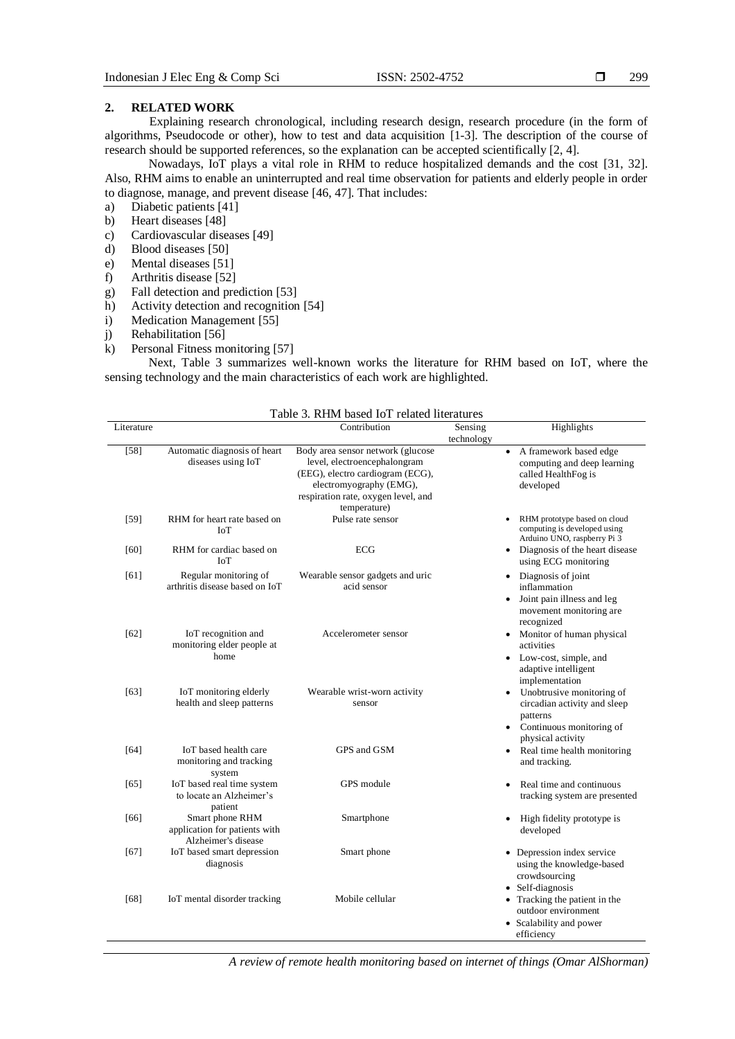## 2. RELATED WORK

Explaining research chronological, including research design, research procedure (in the form of algorithms, Pseudocode or other), how to test and data acquisition [1-3]. The description of the course of research should be supported references, so the explanation can be accepted scientifically [2, 4].

Nowadays, IoT plays a vital role in RHM to reduce hospitalized demands and the cost [31, 32]. Also, RHM aims to enable an uninterrupted and real time observation for patients and elderly people in order to diagnose, manage, and prevent disease [46, 47]. That includes:

a) Diabetic patients [41]
b) Heart diseases [48]
c) Cardiovascular diseases [49]
d) Blood diseases [50]
e) Mental diseases [51]
f) Arthritis disease [52]
g) Fall detection and prediction [53]
h) Activity detection and recognition [54]
i) Medication Management [55]
j) Rehabilitation [56]
k) Personal Fitness monitoring [57]

Next, Table 3 summarizes well-known works the literature for RHM based on IoT, where the sensing technology and the main characteristics of each work are highlighted.

Table 3. RHM based IoT related literatures

| Literature | Contribution | Sensing technology | Highlights |
|---|---|---|---|
| [58] | Automatic diagnosis of heart diseases using IoT | Body area sensor network (glucose level, electroencephalongram (EEG), electro cardiogram (ECG), electromyography (EMG), respiration rate, oxygen level, and temperature) | • A framework based edge computing and deep learning called HealthFog is developed |
| [59] | RHM for heart rate based on IoT | Pulse rate sensor | • RHM prototype based on cloud computing is developed using Arduino UNO, raspberry Pi 3 |
| [60] | RHM for cardiac based on IoT | ECG | • Diagnosis of the heart disease using ECG monitoring |
| [61] | Regular monitoring of arthritis disease based on IoT | Wearable sensor gadgets and uric acid sensor | • Diagnosis of joint inflammation<br>• Joint pain illness and leg movement monitoring are recognized |
| [62] | IoT recognition and monitoring elder people at home | Accelerometer sensor | • Monitor of human physical activities<br>• Low-cost, simple, and adaptive intelligent implementation |
| [63] | IoT monitoring elderly health and sleep patterns | Wearable wrist-worn activity sensor | • Unobtrusive monitoring of circadian activity and sleep patterns<br>• Continuous monitoring of physical activity |
| [64] | IoT based health care monitoring and tracking system | GPS and GSM | • Real time health monitoring and tracking. |
| [65] | IoT based real time system to locate an Alzheimer's patient | GPS module | • Real time and continuous tracking system are presented |
| [66] | Smart phone RHM application for patients with Alzheimer's disease | Smartphone | • High fidelity prototype is developed |
| [67] | IoT based smart depression diagnosis | Smart phone | • Depression index service using the knowledge-based crowdsourcing<br>• Self-diagnosis |
| [68] | IoT mental disorder tracking | Mobile cellular | • Tracking the patient in the outdoor environment<br>• Scalability and power efficiency |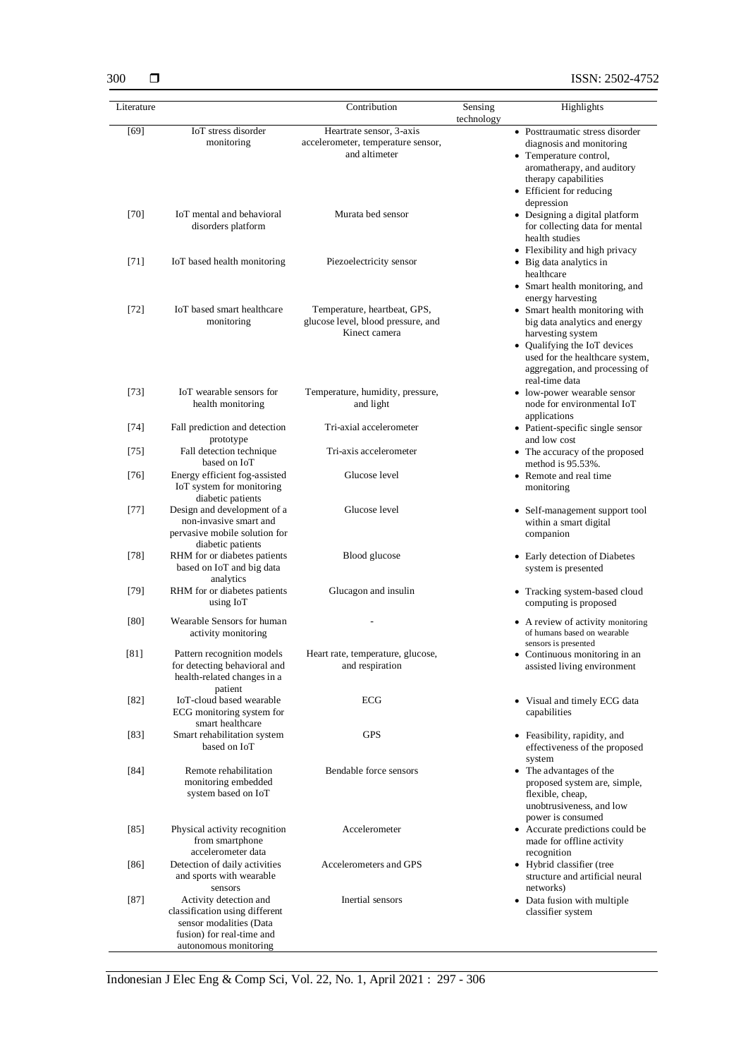| Literature | Contribution | Sensing technology | Highlights |
|---|---|---|---|
| [69] | IoT stress disorder monitoring | Heartrate sensor, 3-axis accelerometer, temperature sensor, and altimeter | • Posttraumatic stress disorder diagnosis and monitoring<br>• Temperature control, aromatherapy, and auditory therapy capabilities<br>• Efficient for reducing depression |
| [70] | IoT mental and behavioral disorders platform | Murata bed sensor | • Designing a digital platform for collecting data for mental health studies<br>• Flexibility and high privacy |
| [71] | IoT based health monitoring | Piezoelectricity sensor | • Big data analytics in healthcare<br>• Smart health monitoring, and energy harvesting |
| [72] | IoT based smart healthcare monitoring | Temperature, heartbeat, GPS, glucose level, blood pressure, and Kinect camera | • Smart health monitoring with big data analytics and energy harvesting system<br>• Qualifying the IoT devices used for the healthcare system, aggregation, and processing of real-time data |
| [73] | IoT wearable sensors for health monitoring | Temperature, humidity, pressure, and light | • low-power wearable sensor node for environmental IoT applications |
| [74] | Fall prediction and detection prototype | Tri-axial accelerometer | • Patient-specific single sensor and low cost |
| [75] | Fall detection technique based on IoT | Tri-axis accelerometer | • The accuracy of the proposed method is 95.53%. |
| [76] | Energy efficient fog-assisted IoT system for monitoring diabetic patients | Glucose level | • Remote and real time monitoring |
| [77] | Design and development of a non-invasive smart and pervasive mobile solution for diabetic patients | Glucose level | • Self-management support tool within a smart digital companion |
| [78] | RHM for or diabetes patients based on IoT and big data analytics | Blood glucose | • Early detection of Diabetes system is presented |
| [79] | RHM for or diabetes patients using IoT | Glucagon and insulin | • Tracking system-based cloud computing is proposed |
| [80] | Wearable Sensors for human activity monitoring | - | • A review of activity monitoring of humans based on wearable sensors is presented |
| [81] | Pattern recognition models for detecting behavioral and health-related changes in a patient | Heart rate, temperature, glucose, and respiration | • Continuous monitoring in an assisted living environment |
| [82] | IoT-cloud based wearable ECG monitoring system for smart healthcare | ECG | • Visual and timely ECG data capabilities |
| [83] | Smart rehabilitation system based on IoT | GPS | • Feasibility, rapidity, and effectiveness of the proposed system |
| [84] | Remote rehabilitation monitoring embedded system based on IoT | Bendable force sensors | • The advantages of the proposed system are, simple, flexible, cheap, unobtrusiveness, and low power is consumed |
| [85] | Physical activity recognition from smartphone accelerometer data | Accelerometer | • Accurate predictions could be made for offline activity recognition |
| [86] | Detection of daily activities and sports with wearable sensors | Accelerometers and GPS | • Hybrid classifier (tree structure and artificial neural networks) |
| [87] | Activity detection and classification using different sensor modalities (Data fusion) for real-time and autonomous monitoring | Inertial sensors | • Data fusion with multiple classifier system |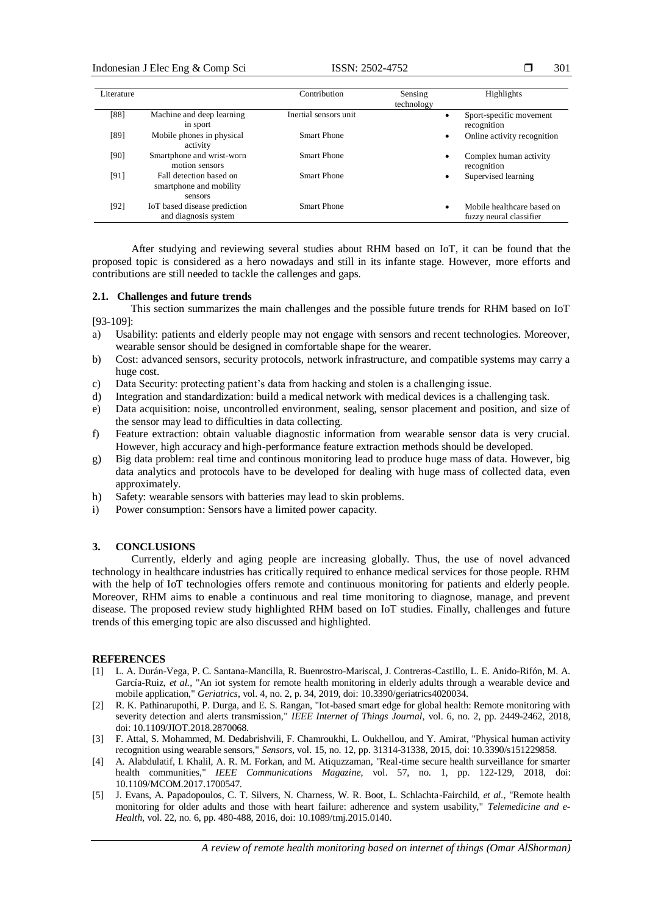| Literature | | Contribution | Sensing technology | Highlights |
|---|---|---|---|---|
| [88] | Machine and deep learning in sport | Inertial sensors unit | | • Sport-specific movement recognition |
| [89] | Mobile phones in physical activity | Smart Phone | | • Online activity recognition |
| [90] | Smartphone and wrist-worn motion sensors | Smart Phone | | • Complex human activity recognition |
| [91] | Fall detection based on smartphone and mobility sensors | Smart Phone | | • Supervised learning |
| [92] | IoT based disease prediction and diagnosis system | Smart Phone | | • Mobile healthcare based on fuzzy neural classifier |

After studying and reviewing several studies about RHM based on IoT, it can be found that the proposed topic is considered as a hero nowadays and still in its infante stage. However, more efforts and contributions are still needed to tackle the callenges and gaps.

### 2.1. Challenges and future trends

This section summarizes the main challenges and the possible future trends for RHM based on IoT [93-109]:

a) Usability: patients and elderly people may not engage with sensors and recent technologies. Moreover, wearable sensor should be designed in comfortable shape for the wearer.
b) Cost: advanced sensors, security protocols, network infrastructure, and compatible systems may carry a huge cost.
c) Data Security: protecting patient's data from hacking and stolen is a challenging issue.
d) Integration and standardization: build a medical network with medical devices is a challenging task.
e) Data acquisition: noise, uncontrolled environment, sealing, sensor placement and position, and size of the sensor may lead to difficulties in data collecting.
f) Feature extraction: obtain valuable diagnostic information from wearable sensor data is very crucial. However, high accuracy and high-performance feature extraction methods should be developed.
g) Big data problem: real time and continous monitoring lead to produce huge mass of data. However, big data analytics and protocols have to be developed for dealing with huge mass of collected data, even approximately.
h) Safety: wearable sensors with batteries may lead to skin problems.
i) Power consumption: Sensors have a limited power capacity.

## 3. CONCLUSIONS

Currently, elderly and aging people are increasing globally. Thus, the use of novel advanced technology in healthcare industries has critically required to enhance medical services for those people. RHM with the help of IoT technologies offers remote and continuous monitoring for patients and elderly people. Moreover, RHM aims to enable a continuous and real time monitoring to diagnose, manage, and prevent disease. The proposed review study highlighted RHM based on IoT studies. Finally, challenges and future trends of this emerging topic are also discussed and highlighted.

## REFERENCES

[1] L. A. Durán-Vega, P. C. Santana-Mancilla, R. Buenrostro-Mariscal, J. Contreras-Castillo, L. E. Anido-Rifón, M. A. García-Ruiz, *et al.*, "An iot system for remote health monitoring in elderly adults through a wearable device and mobile application," *Geriatrics*, vol. 4, no. 2, p. 34, 2019, doi: 10.3390/geriatrics4020034.

[2] R. K. Pathinarupothi, P. Durga, and E. S. Rangan, "Iot-based smart edge for global health: Remote monitoring with severity detection and alerts transmission," *IEEE Internet of Things Journal*, vol. 6, no. 2, pp. 2449-2462, 2018, doi: 10.1109/JIOT.2018.2870068.

[3] F. Attal, S. Mohammed, M. Dedabrishvili, F. Chamroukhi, L. Oukhellou, and Y. Amirat, "Physical human activity recognition using wearable sensors," *Sensors*, vol. 15, no. 12, pp. 31314-31338, 2015, doi: 10.3390/s151229858.

[4] A. Alabdulatif, I. Khalil, A. R. M. Forkan, and M. Atiquzzaman, "Real-time secure health surveillance for smarter health communities," *IEEE Communications Magazine*, vol. 57, no. 1, pp. 122-129, 2018, doi: 10.1109/MCOM.2017.1700547.

[5] J. Evans, A. Papadopoulos, C. T. Silvers, N. Charness, W. R. Boot, L. Schlachta-Fairchild, *et al.*, "Remote health monitoring for older adults and those with heart failure: adherence and system usability," *Telemedicine and e-Health*, vol. 22, no. 6, pp. 480-488, 2016, doi: 10.1089/tmj.2015.0140.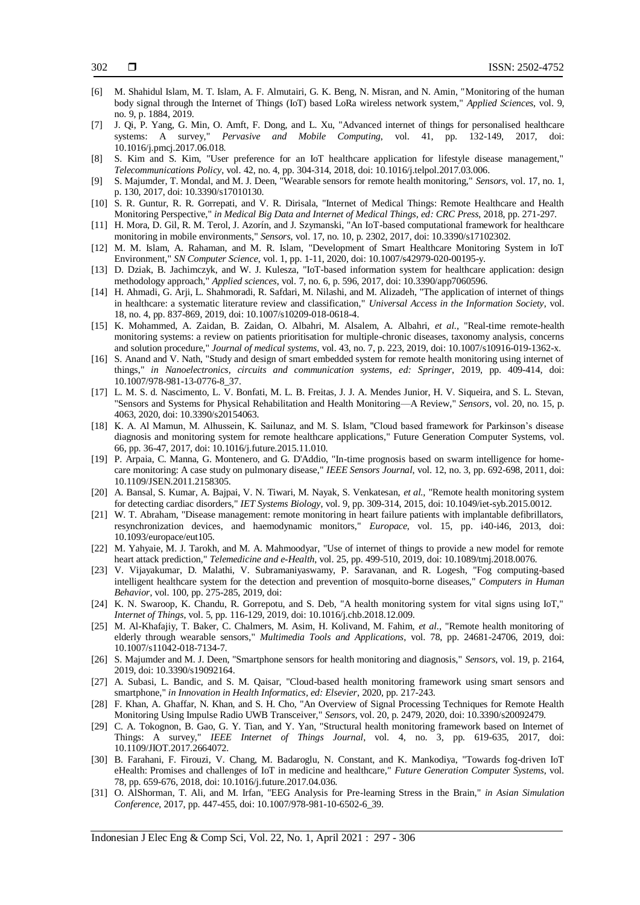[6] M. Shahidul Islam, M. T. Islam, A. F. Almutairi, G. K. Beng, N. Misran, and N. Amin, "Monitoring of the human body signal through the Internet of Things (IoT) based LoRa wireless network system," *Applied Sciences*, vol. 9, no. 9, p. 1884, 2019.

[7] J. Qi, P. Yang, G. Min, O. Amft, F. Dong, and L. Xu, "Advanced internet of things for personalised healthcare systems: A survey," *Pervasive and Mobile Computing*, vol. 41, pp. 132-149, 2017, doi: 10.1016/j.pmcj.2017.06.018.

[8] S. Kim and S. Kim, "User preference for an IoT healthcare application for lifestyle disease management," *Telecommunications Policy*, vol. 42, no. 4, pp. 304-314, 2018, doi: 10.1016/j.telpol.2017.03.006.

[9] S. Majumder, T. Mondal, and M. J. Deen, "Wearable sensors for remote health monitoring," *Sensors*, vol. 17, no. 1, p. 130, 2017, doi: 10.3390/s17010130.

[10] S. R. Guntur, R. R. Gorrepati, and V. R. Dirisala, "Internet of Medical Things: Remote Healthcare and Health Monitoring Perspective," *in Medical Big Data and Internet of Medical Things, ed: CRC Press*, 2018, pp. 271-297.

[11] H. Mora, D. Gil, R. M. Terol, J. Azorín, and J. Szymanski, "An IoT-based computational framework for healthcare monitoring in mobile environments," *Sensors*, vol. 17, no. 10, p. 2302, 2017, doi: 10.3390/s17102302.

[12] M. M. Islam, A. Rahaman, and M. R. Islam, "Development of Smart Healthcare Monitoring System in IoT Environment," *SN Computer Science*, vol. 1, pp. 1-11, 2020, doi: 10.1007/s42979-020-00195-y.

[13] D. Dziak, B. Jachimczyk, and W. J. Kulesza, "IoT-based information system for healthcare application: design methodology approach," *Applied sciences*, vol. 7, no. 6, p. 596, 2017, doi: 10.3390/app7060596.

[14] H. Ahmadi, G. Arji, L. Shahmoradi, R. Safdari, M. Nilashi, and M. Alizadeh, "The application of internet of things in healthcare: a systematic literature review and classification," *Universal Access in the Information Society*, vol. 18, no. 4, pp. 837-869, 2019, doi: 10.1007/s10209-018-0618-4.

[15] K. Mohammed, A. Zaidan, B. Zaidan, O. Albahri, M. Alsalem, A. Albahri, *et al.*, "Real-time remote-health monitoring systems: a review on patients prioritisation for multiple-chronic diseases, taxonomy analysis, concerns and solution procedure," *Journal of medical systems*, vol. 43, no. 7, p. 223, 2019, doi: 10.1007/s10916-019-1362-x.

[16] S. Anand and V. Nath, "Study and design of smart embedded system for remote health monitoring using internet of things," *in Nanoelectronics, circuits and communication systems, ed: Springer*, 2019, pp. 409-414, doi: 10.1007/978-981-13-0776-8_37.

[17] L. M. S. d. Nascimento, L. V. Bonfati, M. L. B. Freitas, J. J. A. Mendes Junior, H. V. Siqueira, and S. L. Stevan, "Sensors and Systems for Physical Rehabilitation and Health Monitoring—A Review," *Sensors*, vol. 20, no. 15, p. 4063, 2020, doi: 10.3390/s20154063.

[18] K. A. Al Mamun, M. Alhussein, K. Sailunaz, and M. S. Islam, "Cloud based framework for Parkinson's disease diagnosis and monitoring system for remote healthcare applications," Future Generation Computer Systems, vol. 66, pp. 36-47, 2017, doi: 10.1016/j.future.2015.11.010.

[19] P. Arpaia, C. Manna, G. Montenero, and G. D'Addio, "In-time prognosis based on swarm intelligence for home-care monitoring: A case study on pulmonary disease," *IEEE Sensors Journal*, vol. 12, no. 3, pp. 692-698, 2011, doi: 10.1109/JSEN.2011.2158305.

[20] A. Bansal, S. Kumar, A. Bajpai, V. N. Tiwari, M. Nayak, S. Venkatesan, *et al.*, "Remote health monitoring system for detecting cardiac disorders," *IET Systems Biology*, vol. 9, pp. 309-314, 2015, doi: 10.1049/iet-syb.2015.0012.

[21] W. T. Abraham, "Disease management: remote monitoring in heart failure patients with implantable defibrillators, resynchronization devices, and haemodynamic monitors," *Europace*, vol. 15, pp. i40-i46, 2013, doi: 10.1093/europace/eut105.

[22] M. Yahyaie, M. J. Tarokh, and M. A. Mahmoodyar, "Use of internet of things to provide a new model for remote heart attack prediction," *Telemedicine and e-Health*, vol. 25, pp. 499-510, 2019, doi: 10.1089/tmj.2018.0076.

[23] V. Vijayakumar, D. Malathi, V. Subramaniyaswamy, P. Saravanan, and R. Logesh, "Fog computing-based intelligent healthcare system for the detection and prevention of mosquito-borne diseases," *Computers in Human Behavior*, vol. 100, pp. 275-285, 2019, doi:

[24] K. N. Swaroop, K. Chandu, R. Gorrepotu, and S. Deb, "A health monitoring system for vital signs using IoT," *Internet of Things*, vol. 5, pp. 116-129, 2019, doi: 10.1016/j.chb.2018.12.009.

[25] M. Al-Khafajiy, T. Baker, C. Chalmers, M. Asim, H. Kolivand, M. Fahim, *et al.*, "Remote health monitoring of elderly through wearable sensors," *Multimedia Tools and Applications*, vol. 78, pp. 24681-24706, 2019, doi: 10.1007/s11042-018-7134-7.

[26] S. Majumder and M. J. Deen, "Smartphone sensors for health monitoring and diagnosis," *Sensors*, vol. 19, p. 2164, 2019, doi: 10.3390/s19092164.

[27] A. Subasi, L. Bandic, and S. M. Qaisar, "Cloud-based health monitoring framework using smart sensors and smartphone," *in Innovation in Health Informatics, ed: Elsevier*, 2020, pp. 217-243.

[28] F. Khan, A. Ghaffar, N. Khan, and S. H. Cho, "An Overview of Signal Processing Techniques for Remote Health Monitoring Using Impulse Radio UWB Transceiver," *Sensors*, vol. 20, p. 2479, 2020, doi: 10.3390/s20092479.

[29] C. A. Tokognon, B. Gao, G. Y. Tian, and Y. Yan, "Structural health monitoring framework based on Internet of Things: A survey," *IEEE Internet of Things Journal*, vol. 4, no. 3, pp. 619-635, 2017, doi: 10.1109/JIOT.2017.2664072.

[30] B. Farahani, F. Firouzi, V. Chang, M. Badaroglu, N. Constant, and K. Mankodiya, "Towards fog-driven IoT eHealth: Promises and challenges of IoT in medicine and healthcare," *Future Generation Computer Systems*, vol. 78, pp. 659-676, 2018, doi: 10.1016/j.future.2017.04.036.

[31] O. AlShorman, T. Ali, and M. Irfan, "EEG Analysis for Pre-learning Stress in the Brain," *in Asian Simulation Conference*, 2017, pp. 447-455, doi: 10.1007/978-981-10-6502-6_39.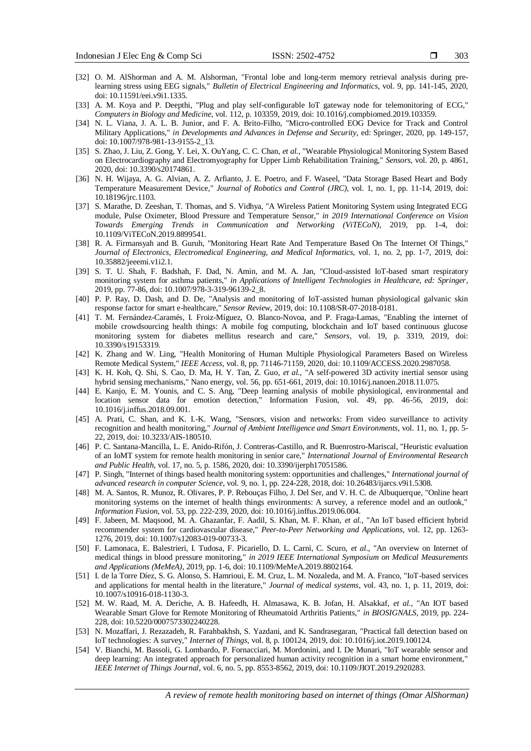[32] O. M. AlShorman and A. M. Alshorman, "Frontal lobe and long-term memory retrieval analysis during pre-learning stress using EEG signals," *Bulletin of Electrical Engineering and Informatics*, vol. 9, pp. 141-145, 2020, doi: 10.11591/eei.v9i1.1335.

[33] A. M. Koya and P. Deepthi, "Plug and play self-configurable IoT gateway node for telemonitoring of ECG," *Computers in Biology and Medicine*, vol. 112, p. 103359, 2019, doi: 10.1016/j.compbiomed.2019.103359.

[34] N. L. Viana, J. A. L. B. Junior, and F. A. Brito-Filho, "Micro-controlled EOG Device for Track and Control Military Applications," *in Developments and Advances in Defense and Security*, ed: Springer, 2020, pp. 149-157, doi: 10.1007/978-981-13-9155-2_13.

[35] S. Zhao, J. Liu, Z. Gong, Y. Lei, X. OuYang, C. C. Chan, *et al.*, "Wearable Physiological Monitoring System Based on Electrocardiography and Electromyography for Upper Limb Rehabilitation Training," *Sensors*, vol. 20, p. 4861, 2020, doi: 10.3390/s20174861.

[36] N. H. Wijaya, A. G. Alvian, A. Z. Arfianto, J. E. Poetro, and F. Waseel, "Data Storage Based Heart and Body Temperature Measurement Device," *Journal of Robotics and Control (JRC)*, vol. 1, no. 1, pp. 11-14, 2019, doi: 10.18196/jrc.1103.

[37] S. Marathe, D. Zeeshan, T. Thomas, and S. Vidhya, "A Wireless Patient Monitoring System using Integrated ECG module, Pulse Oximeter, Blood Pressure and Temperature Sensor," *in 2019 International Conference on Vision Towards Emerging Trends in Communication and Networking (ViTECoN)*, 2019, pp. 1-4, doi: 10.1109/ViTECoN.2019.8899541.

[38] R. A. Firmansyah and B. Guruh, "Monitoring Heart Rate And Temperature Based On The Internet Of Things," *Journal of Electronics, Electromedical Engineering, and Medical Informatics*, vol. 1, no. 2, pp. 1-7, 2019, doi: 10.35882/jeeemi.v1i2.1.

[39] S. T. U. Shah, F. Badshah, F. Dad, N. Amin, and M. A. Jan, "Cloud-assisted IoT-based smart respiratory monitoring system for asthma patients," *in Applications of Intelligent Technologies in Healthcare, ed: Springer*, 2019, pp. 77-86, doi: 10.1007/978-3-319-96139-2_8.

[40] P. P. Ray, D. Dash, and D. De, "Analysis and monitoring of IoT-assisted human physiological galvanic skin response factor for smart e-healthcare," *Sensor Review*, 2019, doi: 10.1108/SR-07-2018-0181.

[41] T. M. Fernández-Caramés, I. Froiz-Míguez, O. Blanco-Novoa, and P. Fraga-Lamas, "Enabling the internet of mobile crowdsourcing health things: A mobile fog computing, blockchain and IoT based continuous glucose monitoring system for diabetes mellitus research and care," *Sensors*, vol. 19, p. 3319, 2019, doi: 10.3390/s19153319.

[42] K. Zhang and W. Ling, "Health Monitoring of Human Multiple Physiological Parameters Based on Wireless Remote Medical System," *IEEE Access*, vol. 8, pp. 71146-71159, 2020, doi: 10.1109/ACCESS.2020.2987058.

[43] K. H. Koh, Q. Shi, S. Cao, D. Ma, H. Y. Tan, Z. Guo, *et al.*, "A self-powered 3D activity inertial sensor using hybrid sensing mechanisms," Nano energy, vol. 56, pp. 651-661, 2019, doi: 10.1016/j.nanoen.2018.11.075.

[44] E. Kanjo, E. M. Younis, and C. S. Ang, "Deep learning analysis of mobile physiological, environmental and location sensor data for emotion detection," Information Fusion, vol. 49, pp. 46-56, 2019, doi: 10.1016/j.inffus.2018.09.001.

[45] A. Prati, C. Shan, and K. I.-K. Wang, "Sensors, vision and networks: From video surveillance to activity recognition and health monitoring," *Journal of Ambient Intelligence and Smart Environments*, vol. 11, no. 1, pp. 5-22, 2019, doi: 10.3233/AIS-180510.

[46] P. C. Santana-Mancilla, L. E. Anido-Rifón, J. Contreras-Castillo, and R. Buenrostro-Mariscal, "Heuristic evaluation of an IoMT system for remote health monitoring in senior care," *International Journal of Environmental Research and Public Health*, vol. 17, no. 5, p. 1586, 2020, doi: 10.3390/ijerph17051586.

[47] P. Singh, "Internet of things based health monitoring system: opportunities and challenges," *International journal of advanced research in computer Science*, vol. 9, no. 1, pp. 224-228, 2018, doi: 10.26483/ijarcs.v9i1.5308.

[48] M. A. Santos, R. Munoz, R. Olivares, P. P. Rebouças Filho, J. Del Ser, and V. H. C. de Albuquerque, "Online heart monitoring systems on the internet of health things environments: A survey, a reference model and an outlook," *Information Fusion*, vol. 53, pp. 222-239, 2020, doi: 10.1016/j.inffus.2019.06.004.

[49] F. Jabeen, M. Maqsood, M. A. Ghazanfar, F. Aadil, S. Khan, M. F. Khan, *et al.*, "An IoT based efficient hybrid recommender system for cardiovascular disease," *Peer-to-Peer Networking and Applications*, vol. 12, pp. 1263-1276, 2019, doi: 10.1007/s12083-019-00733-3.

[50] F. Lamonaca, E. Balestrieri, I. Tudosa, F. Picariello, D. L. Carnì, C. Scuro, *et al.*, "An overview on Internet of medical things in blood pressure monitoring," *in 2019 IEEE International Symposium on Medical Measurements and Applications (MeMeA)*, 2019, pp. 1-6, doi: 10.1109/MeMeA.2019.8802164.

[51] I. de la Torre Díez, S. G. Alonso, S. Hamrioui, E. M. Cruz, L. M. Nozaleda, and M. A. Franco, "IoT-based services and applications for mental health in the literature," *Journal of medical systems*, vol. 43, no. 1, p. 11, 2019, doi: 10.1007/s10916-018-1130-3.

[52] M. W. Raad, M. A. Deriche, A. B. Hafeedh, H. Almasawa, K. B. Jofan, H. Alsakkaf, *et al.*, "An IOT based Wearable Smart Glove for Remote Monitoring of Rheumatoid Arthritis Patients," *in BIOSIGNALS*, 2019, pp. 224-228, doi: 10.5220/0007573302240228.

[53] N. Mozaffari, J. Rezazadeh, R. Farahbakhsh, S. Yazdani, and K. Sandrasegaran, "Practical fall detection based on IoT technologies: A survey," *Internet of Things*, vol. 8, p. 100124, 2019, doi: 10.1016/j.iot.2019.100124.

[54] V. Bianchi, M. Bassoli, G. Lombardo, P. Fornacciari, M. Mordonini, and I. De Munari, "IoT wearable sensor and deep learning: An integrated approach for personalized human activity recognition in a smart home environment," *IEEE Internet of Things Journal*, vol. 6, no. 5, pp. 8553-8562, 2019, doi: 10.1109/JIOT.2019.2920283.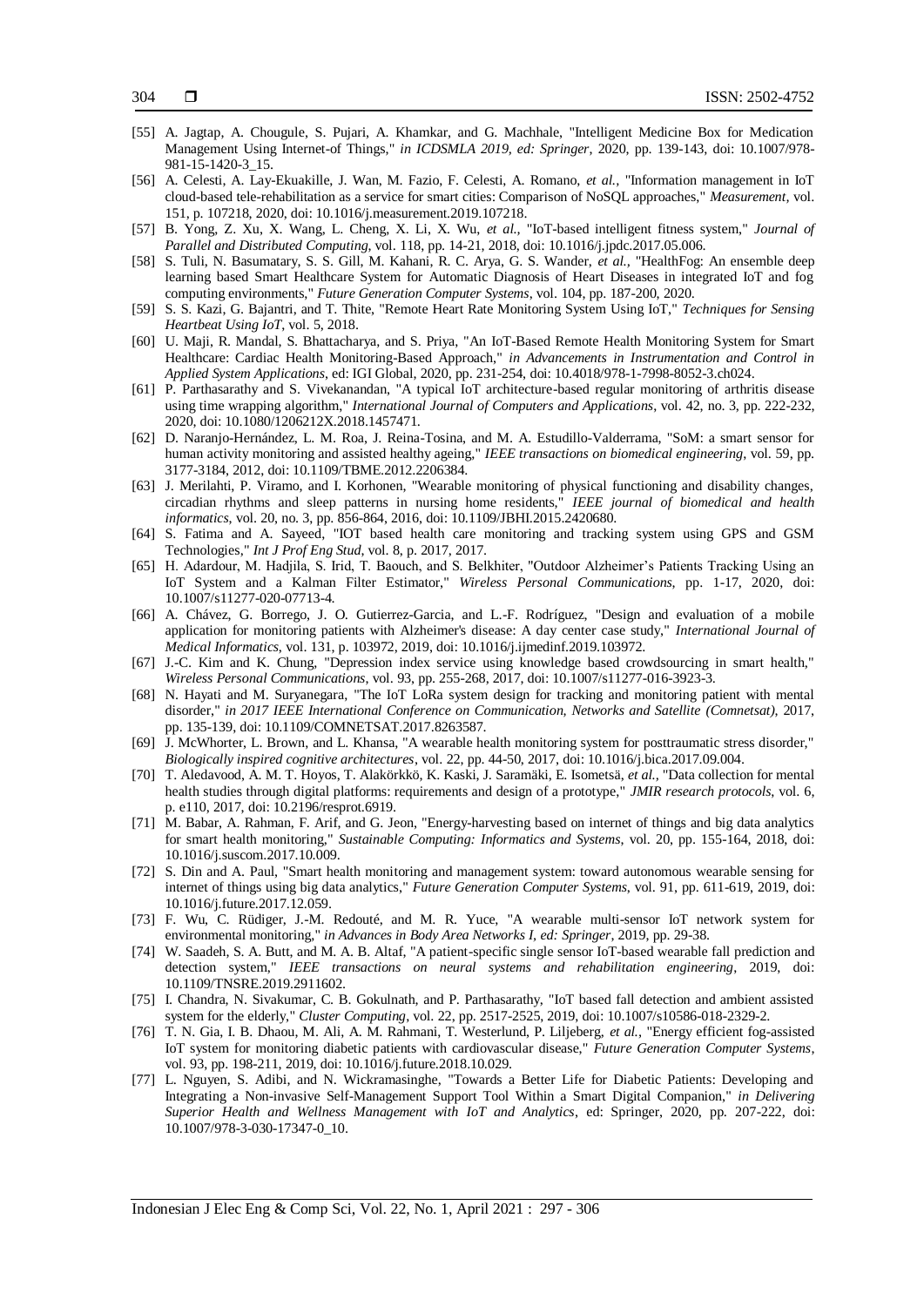[55] A. Jagtap, A. Chougule, S. Pujari, A. Khamkar, and G. Machhale, "Intelligent Medicine Box for Medication Management Using Internet-of Things," *in ICDSMLA 2019, ed: Springer*, 2020, pp. 139-143, doi: 10.1007/978-981-15-1420-3_15.

[56] A. Celesti, A. Lay-Ekuakille, J. Wan, M. Fazio, F. Celesti, A. Romano, *et al.*, "Information management in IoT cloud-based tele-rehabilitation as a service for smart cities: Comparison of NoSQL approaches," *Measurement*, vol. 151, p. 107218, 2020, doi: 10.1016/j.measurement.2019.107218.

[57] B. Yong, Z. Xu, X. Wang, L. Cheng, X. Li, X. Wu, *et al.*, "IoT-based intelligent fitness system," *Journal of Parallel and Distributed Computing*, vol. 118, pp. 14-21, 2018, doi: 10.1016/j.jpdc.2017.05.006.

[58] S. Tuli, N. Basumatary, S. S. Gill, M. Kahani, R. C. Arya, G. S. Wander, *et al.*, "HealthFog: An ensemble deep learning based Smart Healthcare System for Automatic Diagnosis of Heart Diseases in integrated IoT and fog computing environments," *Future Generation Computer Systems*, vol. 104, pp. 187-200, 2020.

[59] S. S. Kazi, G. Bajantri, and T. Thite, "Remote Heart Rate Monitoring System Using IoT," *Techniques for Sensing Heartbeat Using IoT*, vol. 5, 2018.

[60] U. Maji, R. Mandal, S. Bhattacharya, and S. Priya, "An IoT-Based Remote Health Monitoring System for Smart Healthcare: Cardiac Health Monitoring-Based Approach," *in Advancements in Instrumentation and Control in Applied System Applications*, ed: IGI Global, 2020, pp. 231-254, doi: 10.4018/978-1-7998-8052-3.ch024.

[61] P. Parthasarathy and S. Vivekanandan, "A typical IoT architecture-based regular monitoring of arthritis disease using time wrapping algorithm," *International Journal of Computers and Applications*, vol. 42, no. 3, pp. 222-232, 2020, doi: 10.1080/1206212X.2018.1457471.

[62] D. Naranjo-Hernández, L. M. Roa, J. Reina-Tosina, and M. A. Estudillo-Valderrama, "SoM: a smart sensor for human activity monitoring and assisted healthy ageing," *IEEE transactions on biomedical engineering*, vol. 59, pp. 3177-3184, 2012, doi: 10.1109/TBME.2012.2206384.

[63] J. Merilahti, P. Viramo, and I. Korhonen, "Wearable monitoring of physical functioning and disability changes, circadian rhythms and sleep patterns in nursing home residents," *IEEE journal of biomedical and health informatics*, vol. 20, no. 3, pp. 856-864, 2016, doi: 10.1109/JBHI.2015.2420680.

[64] S. Fatima and A. Sayeed, "IOT based health care monitoring and tracking system using GPS and GSM Technologies," *Int J Prof Eng Stud*, vol. 8, p. 2017, 2017.

[65] H. Adardour, M. Hadjila, S. Irid, T. Baouch, and S. Belkhiter, "Outdoor Alzheimer's Patients Tracking Using an IoT System and a Kalman Filter Estimator," *Wireless Personal Communications*, pp. 1-17, 2020, doi: 10.1007/s11277-020-07713-4.

[66] A. Chávez, G. Borrego, J. O. Gutierrez-Garcia, and L.-F. Rodríguez, "Design and evaluation of a mobile application for monitoring patients with Alzheimer's disease: A day center case study," *International Journal of Medical Informatics*, vol. 131, p. 103972, 2019, doi: 10.1016/j.ijmedinf.2019.103972.

[67] J.-C. Kim and K. Chung, "Depression index service using knowledge based crowdsourcing in smart health," *Wireless Personal Communications*, vol. 93, pp. 255-268, 2017, doi: 10.1007/s11277-016-3923-3.

[68] N. Hayati and M. Suryanegara, "The IoT LoRa system design for tracking and monitoring patient with mental disorder," *in 2017 IEEE International Conference on Communication, Networks and Satellite (Comnetsat)*, 2017, pp. 135-139, doi: 10.1109/COMNETSAT.2017.8263587.

[69] J. McWhorter, L. Brown, and L. Khansa, "A wearable health monitoring system for posttraumatic stress disorder," *Biologically inspired cognitive architectures*, vol. 22, pp. 44-50, 2017, doi: 10.1016/j.bica.2017.09.004.

[70] T. Aledavood, A. M. T. Hoyos, T. Alakörkkö, K. Kaski, J. Saramäki, E. Isometsä, *et al.*, "Data collection for mental health studies through digital platforms: requirements and design of a prototype," *JMIR research protocols*, vol. 6, p. e110, 2017, doi: 10.2196/resprot.6919.

[71] M. Babar, A. Rahman, F. Arif, and G. Jeon, "Energy-harvesting based on internet of things and big data analytics for smart health monitoring," *Sustainable Computing: Informatics and Systems*, vol. 20, pp. 155-164, 2018, doi: 10.1016/j.suscom.2017.10.009.

[72] S. Din and A. Paul, "Smart health monitoring and management system: toward autonomous wearable sensing for internet of things using big data analytics," *Future Generation Computer Systems*, vol. 91, pp. 611-619, 2019, doi: 10.1016/j.future.2017.12.059.

[73] F. Wu, C. Rüdiger, J.-M. Redouté, and M. R. Yuce, "A wearable multi-sensor IoT network system for environmental monitoring," *in Advances in Body Area Networks I, ed: Springer*, 2019, pp. 29-38.

[74] W. Saadeh, S. A. Butt, and M. A. B. Altaf, "A patient-specific single sensor IoT-based wearable fall prediction and detection system," *IEEE transactions on neural systems and rehabilitation engineering*, 2019, doi: 10.1109/TNSRE.2019.2911602.

[75] I. Chandra, N. Sivakumar, C. B. Gokulnath, and P. Parthasarathy, "IoT based fall detection and ambient assisted system for the elderly," *Cluster Computing*, vol. 22, pp. 2517-2525, 2019, doi: 10.1007/s10586-018-2329-2.

[76] T. N. Gia, I. B. Dhaou, M. Ali, A. M. Rahmani, T. Westerlund, P. Liljeberg, *et al.*, "Energy efficient fog-assisted IoT system for monitoring diabetic patients with cardiovascular disease," *Future Generation Computer Systems*, vol. 93, pp. 198-211, 2019, doi: 10.1016/j.future.2018.10.029.

[77] L. Nguyen, S. Adibi, and N. Wickramasinghe, "Towards a Better Life for Diabetic Patients: Developing and Integrating a Non-invasive Self-Management Support Tool Within a Smart Digital Companion," *in Delivering Superior Health and Wellness Management with IoT and Analytics*, ed: Springer, 2020, pp. 207-222, doi: 10.1007/978-3-030-17347-0_10.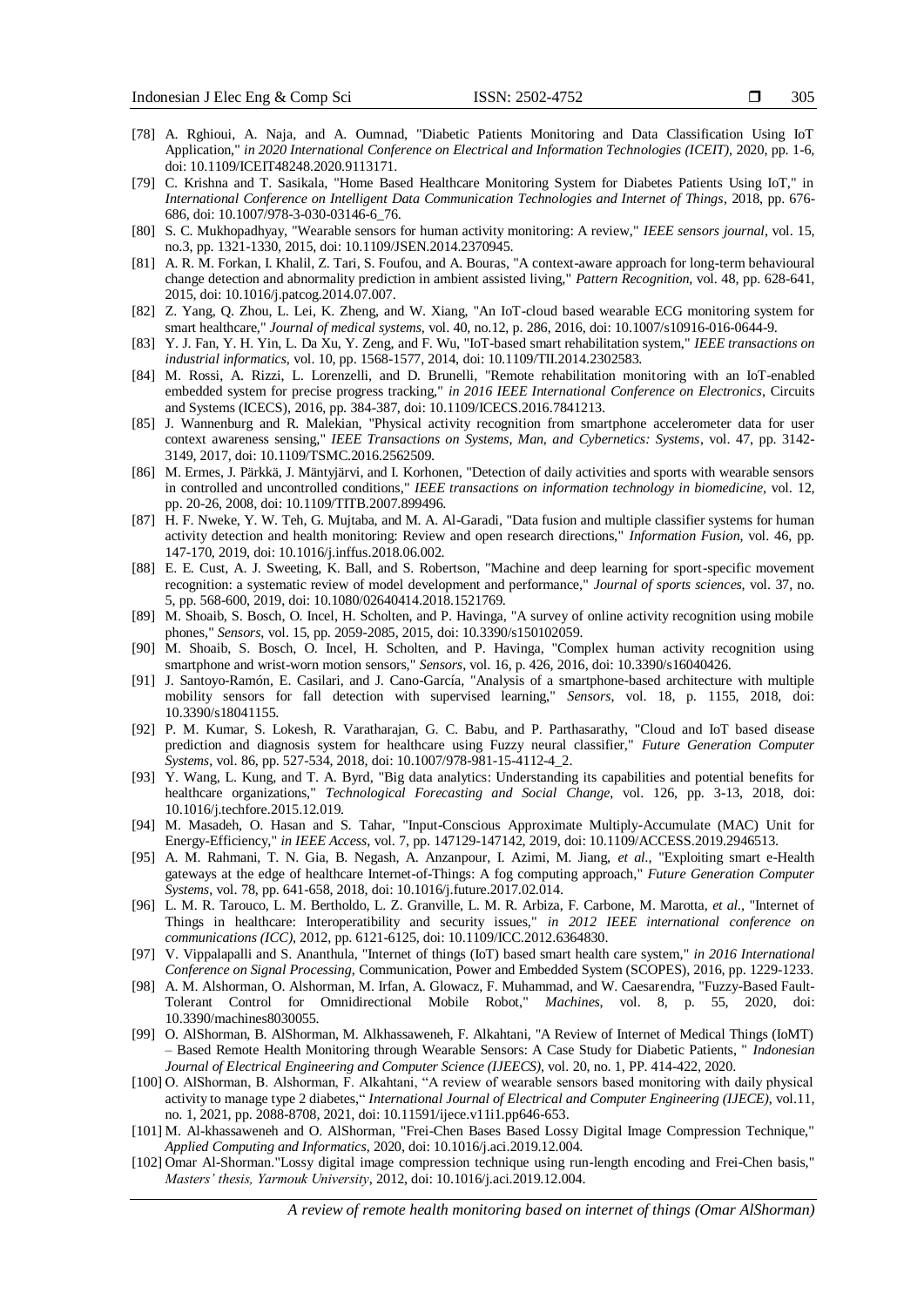[78] A. Rghioui, A. Naja, and A. Oumnad, "Diabetic Patients Monitoring and Data Classification Using IoT Application," *in 2020 International Conference on Electrical and Information Technologies (ICEIT)*, 2020, pp. 1-6, doi: 10.1109/ICEIT48248.2020.9113171.

[79] C. Krishna and T. Sasikala, "Home Based Healthcare Monitoring System for Diabetes Patients Using IoT," in *International Conference on Intelligent Data Communication Technologies and Internet of Things*, 2018, pp. 676-686, doi: 10.1007/978-3-030-03146-6_76.

[80] S. C. Mukhopadhyay, "Wearable sensors for human activity monitoring: A review," *IEEE sensors journal*, vol. 15, no.3, pp. 1321-1330, 2015, doi: 10.1109/JSEN.2014.2370945.

[81] A. R. M. Forkan, I. Khalil, Z. Tari, S. Foufou, and A. Bouras, "A context-aware approach for long-term behavioural change detection and abnormality prediction in ambient assisted living," *Pattern Recognition*, vol. 48, pp. 628-641, 2015, doi: 10.1016/j.patcog.2014.07.007.

[82] Z. Yang, Q. Zhou, L. Lei, K. Zheng, and W. Xiang, "An IoT-cloud based wearable ECG monitoring system for smart healthcare," *Journal of medical systems*, vol. 40, no.12, p. 286, 2016, doi: 10.1007/s10916-016-0644-9.

[83] Y. J. Fan, Y. H. Yin, L. Da Xu, Y. Zeng, and F. Wu, "IoT-based smart rehabilitation system," *IEEE transactions on industrial informatics*, vol. 10, pp. 1568-1577, 2014, doi: 10.1109/TII.2014.2302583.

[84] M. Rossi, A. Rizzi, L. Lorenzelli, and D. Brunelli, "Remote rehabilitation monitoring with an IoT-enabled embedded system for precise progress tracking," *in 2016 IEEE International Conference on Electronics*, Circuits and Systems (ICECS), 2016, pp. 384-387, doi: 10.1109/ICECS.2016.7841213.

[85] J. Wannenburg and R. Malekian, "Physical activity recognition from smartphone accelerometer data for user context awareness sensing," *IEEE Transactions on Systems, Man, and Cybernetics: Systems*, vol. 47, pp. 3142-3149, 2017, doi: 10.1109/TSMC.2016.2562509.

[86] M. Ermes, J. Pärkkä, J. Mäntyjärvi, and I. Korhonen, "Detection of daily activities and sports with wearable sensors in controlled and uncontrolled conditions," *IEEE transactions on information technology in biomedicine*, vol. 12, pp. 20-26, 2008, doi: 10.1109/TITB.2007.899496.

[87] H. F. Nweke, Y. W. Teh, G. Mujtaba, and M. A. Al-Garadi, "Data fusion and multiple classifier systems for human activity detection and health monitoring: Review and open research directions," *Information Fusion*, vol. 46, pp. 147-170, 2019, doi: 10.1016/j.inffus.2018.06.002.

[88] E. E. Cust, A. J. Sweeting, K. Ball, and S. Robertson, "Machine and deep learning for sport-specific movement recognition: a systematic review of model development and performance," *Journal of sports sciences*, vol. 37, no. 5, pp. 568-600, 2019, doi: 10.1080/02640414.2018.1521769.

[89] M. Shoaib, S. Bosch, O. Incel, H. Scholten, and P. Havinga, "A survey of online activity recognition using mobile phones," *Sensors*, vol. 15, pp. 2059-2085, 2015, doi: 10.3390/s150102059.

[90] M. Shoaib, S. Bosch, O. Incel, H. Scholten, and P. Havinga, "Complex human activity recognition using smartphone and wrist-worn motion sensors," *Sensors*, vol. 16, p. 426, 2016, doi: 10.3390/s16040426.

[91] J. Santoyo-Ramón, E. Casilari, and J. Cano-García, "Analysis of a smartphone-based architecture with multiple mobility sensors for fall detection with supervised learning," *Sensors*, vol. 18, p. 1155, 2018, doi: 10.3390/s18041155.

[92] P. M. Kumar, S. Lokesh, R. Varatharajan, G. C. Babu, and P. Parthasarathy, "Cloud and IoT based disease prediction and diagnosis system for healthcare using Fuzzy neural classifier," *Future Generation Computer Systems*, vol. 86, pp. 527-534, 2018, doi: 10.1007/978-981-15-4112-4_2.

[93] Y. Wang, L. Kung, and T. A. Byrd, "Big data analytics: Understanding its capabilities and potential benefits for healthcare organizations," *Technological Forecasting and Social Change*, vol. 126, pp. 3-13, 2018, doi: 10.1016/j.techfore.2015.12.019.

[94] M. Masadeh, O. Hasan and S. Tahar, "Input-Conscious Approximate Multiply-Accumulate (MAC) Unit for Energy-Efficiency," *in IEEE Access*, vol. 7, pp. 147129-147142, 2019, doi: 10.1109/ACCESS.2019.2946513.

[95] A. M. Rahmani, T. N. Gia, B. Negash, A. Anzanpour, I. Azimi, M. Jiang, *et al.*, "Exploiting smart e-Health gateways at the edge of healthcare Internet-of-Things: A fog computing approach," *Future Generation Computer Systems*, vol. 78, pp. 641-658, 2018, doi: 10.1016/j.future.2017.02.014.

[96] L. M. R. Tarouco, L. M. Bertholdo, L. Z. Granville, L. M. R. Arbiza, F. Carbone, M. Marotta, *et al.*, "Internet of Things in healthcare: Interoperatibility and security issues," *in 2012 IEEE international conference on communications (ICC)*, 2012, pp. 6121-6125, doi: 10.1109/ICC.2012.6364830.

[97] V. Vippalapalli and S. Ananthula, "Internet of things (IoT) based smart health care system," *in 2016 International Conference on Signal Processing*, Communication, Power and Embedded System (SCOPES), 2016, pp. 1229-1233.

[98] A. M. Alshorman, O. Alshorman, M. Irfan, A. Glowacz, F. Muhammad, and W. Caesarendra, "Fuzzy-Based Fault-Tolerant Control for Omnidirectional Mobile Robot," *Machines*, vol. 8, p. 55, 2020, doi: 10.3390/machines8030055.

[99] O. AlShorman, B. AlShorman, M. Alkhassaweneh, F. Alkahtani, "A Review of Internet of Medical Things (IoMT) – Based Remote Health Monitoring through Wearable Sensors: A Case Study for Diabetic Patients, " *Indonesian Journal of Electrical Engineering and Computer Science (IJEECS)*, vol. 20, no. 1, PP. 414-422, 2020.

[100] O. AlShorman, B. Alshorman, F. Alkahtani, "A review of wearable sensors based monitoring with daily physical activity to manage type 2 diabetes," *International Journal of Electrical and Computer Engineering (IJECE)*, vol.11, no. 1, 2021, pp. 2088-8708, 2021, doi: 10.11591/ijece.v11i1.pp646-653.

[101] M. Al-khassaweneh and O. AlShorman, "Frei-Chen Bases Based Lossy Digital Image Compression Technique," *Applied Computing and Informatics*, 2020, doi: 10.1016/j.aci.2019.12.004.

[102] Omar Al-Shorman."Lossy digital image compression technique using run-length encoding and Frei-Chen basis," *Masters' thesis, Yarmouk University*, 2012, doi: 10.1016/j.aci.2019.12.004.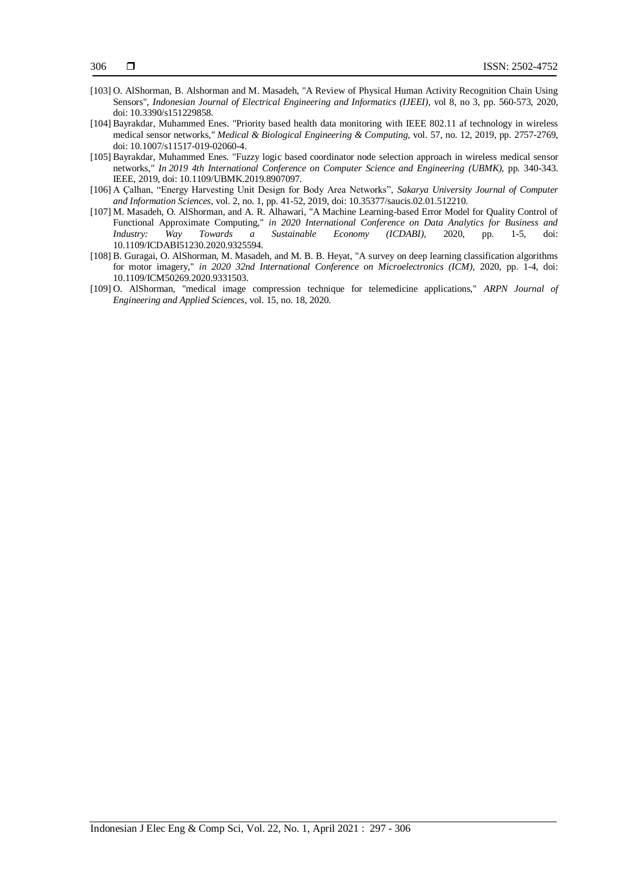[103] O. AlShorman, B. Alshorman and M. Masadeh, "A Review of Physical Human Activity Recognition Chain Using Sensors", *Indonesian Journal of Electrical Engineering and Informatics (IJEEI)*, vol 8, no 3, pp. 560-573, 2020, doi: 10.3390/s151229858.

[104] Bayrakdar, Muhammed Enes. "Priority based health data monitoring with IEEE 802.11 af technology in wireless medical sensor networks," *Medical & Biological Engineering & Computing*, vol. 57, no. 12, 2019, pp. 2757-2769, doi: 10.1007/s11517-019-02060-4.

[105] Bayrakdar, Muhammed Enes. "Fuzzy logic based coordinator node selection approach in wireless medical sensor networks," *In 2019 4th International Conference on Computer Science and Engineering (UBMK)*, pp. 340-343. IEEE, 2019, doi: 10.1109/UBMK.2019.8907097.

[106] A Çalhan, "Energy Harvesting Unit Design for Body Area Networks", *Sakarya University Journal of Computer and Information Sciences*, vol. 2, no. 1, pp. 41-52, 2019, doi: 10.35377/saucis.02.01.512210.

[107] M. Masadeh, O. AlShorman, and A. R. Alhawari, "A Machine Learning-based Error Model for Quality Control of Functional Approximate Computing," *in 2020 International Conference on Data Analytics for Business and Industry: Way Towards a Sustainable Economy (ICDABI)*, 2020, pp. 1-5, doi: 10.1109/ICDABI51230.2020.9325594.

[108] B. Guragai, O. AlShorman, M. Masadeh, and M. B. B. Heyat, "A survey on deep learning classification algorithms for motor imagery," *in 2020 32nd International Conference on Microelectronics (ICM)*, 2020, pp. 1-4, doi: 10.1109/ICM50269.2020.9331503.

[109] O. AlShorman, "medical image compression technique for telemedicine applications," *ARPN Journal of Engineering and Applied Sciences*, vol. 15, no. 18, 2020.